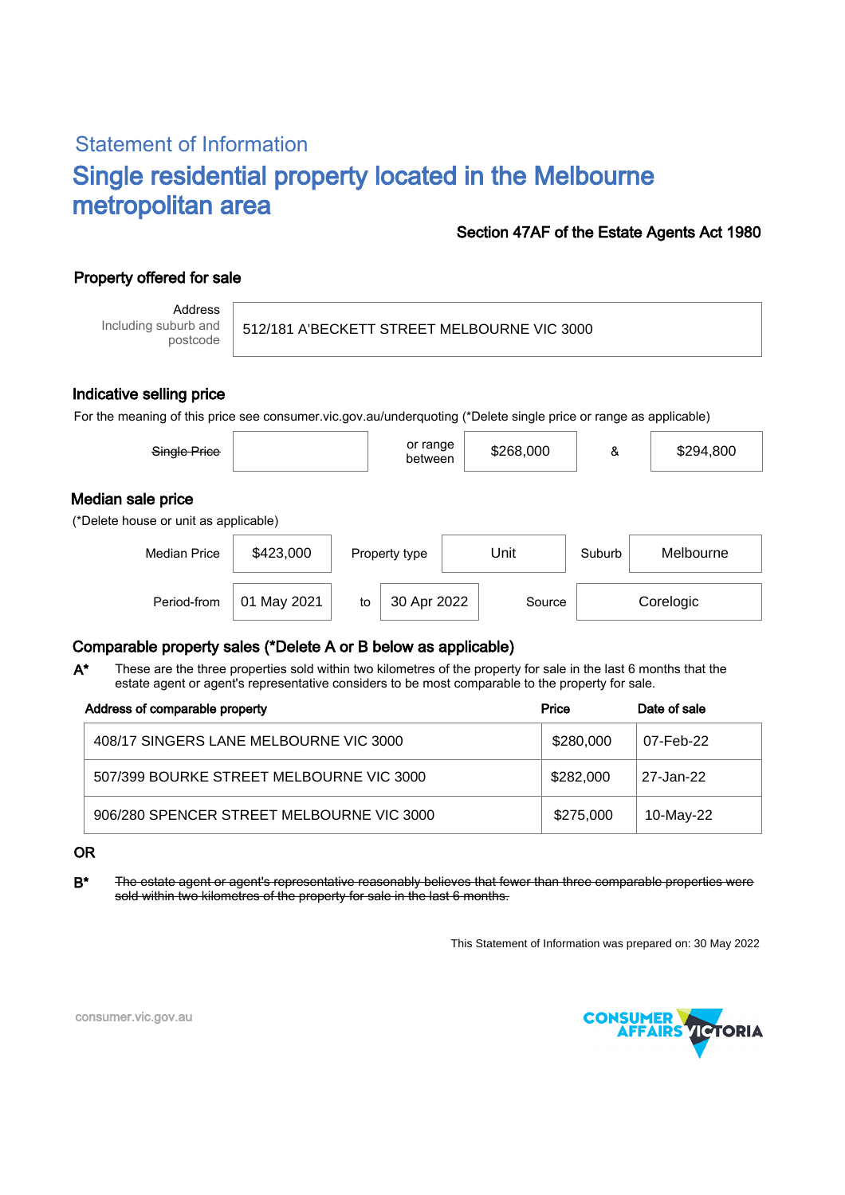## Statement of Information

# Single residential property located in the Melbourne metropolitan area

**Section 47AF of the Estate Agents Act 1980**

### Property offered for sale

| Address Including suburb and postcode | 512/181 A'BECKETT STREET MELBOURNE VIC 3000 |
|---|---|

### Indicative selling price

For the meaning of this price see consumer.vic.gov.au/underquoting (*Delete single price or range as applicable)

| ~~Single Price~~ | | or range between | $268,000 | & | $294,800 |
|---|---|---|---|---|---|

### Median sale price

(*Delete house or unit as applicable)

| Median Price | $423,000 | Property type | Unit | Suburb | Melbourne |
|---|---|---|---|---|---|
| Period-from | 01 May 2021 | to | 30 Apr 2022 | Source | Corelogic |

### Comparable property sales (*Delete A or B below as applicable)

**A*** These are the three properties sold within two kilometres of the property for sale in the last 6 months that the estate agent or agent's representative considers to be most comparable to the property for sale.

| Address of comparable property | Price | Date of sale |
|---|---|---|
| 408/17 SINGERS LANE MELBOURNE VIC 3000 | $280,000 | 07-Feb-22 |
| 507/399 BOURKE STREET MELBOURNE VIC 3000 | $282,000 | 27-Jan-22 |
| 906/280 SPENCER STREET MELBOURNE VIC 3000 | $275,000 | 10-May-22 |

**OR**

**B*** ~~The estate agent or agent's representative reasonably believes that fewer than three comparable properties were sold within two kilometres of the property for sale in the last 6 months.~~

This Statement of Information was prepared on: 30 May 2022

consumer.vic.gov.au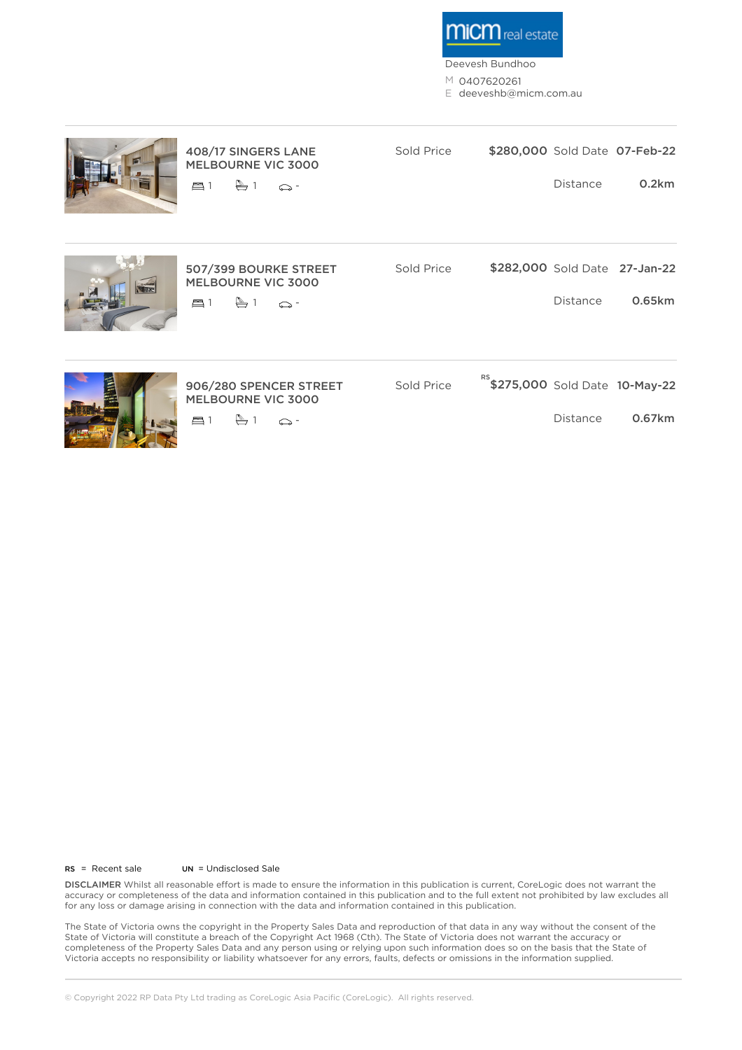micm real estate

Deevesh Bundhoo

M 0407620261

E deeveshb@micm.com.au

| | | | | |
|---|---|---|---|---|
| **408/17 SINGERS LANE MELBOURNE VIC 3000** | Sold Price | **$280,000** | Sold Date | **07-Feb-22** |
| 1 bed, 1 bath, - car | | | Distance | **0.2km** |
| **507/399 BOURKE STREET MELBOURNE VIC 3000** | Sold Price | **$282,000** | Sold Date | **27-Jan-22** |
| 1 bed, 1 bath, - car | | | Distance | **0.65km** |
| **906/280 SPENCER STREET MELBOURNE VIC 3000** | Sold Price | RS **$275,000** | Sold Date | **10-May-22** |
| 1 bed, 1 bath, - car | | | Distance | **0.67km** |

**RS** = Recent sale  **UN** = Undisclosed Sale

**DISCLAIMER** Whilst all reasonable effort is made to ensure the information in this publication is current, CoreLogic does not warrant the accuracy or completeness of the data and information contained in this publication and to the full extent not prohibited by law excludes all for any loss or damage arising in connection with the data and information contained in this publication.

The State of Victoria owns the copyright in the Property Sales Data and reproduction of that data in any way without the consent of the State of Victoria will constitute a breach of the Copyright Act 1968 (Cth). The State of Victoria does not warrant the accuracy or completeness of the Property Sales Data and any person using or relying upon such information does so on the basis that the State of Victoria accepts no responsibility or liability whatsoever for any errors, faults, defects or omissions in the information supplied.

© Copyright 2022 RP Data Pty Ltd trading as CoreLogic Asia Pacific (CoreLogic). All rights reserved.